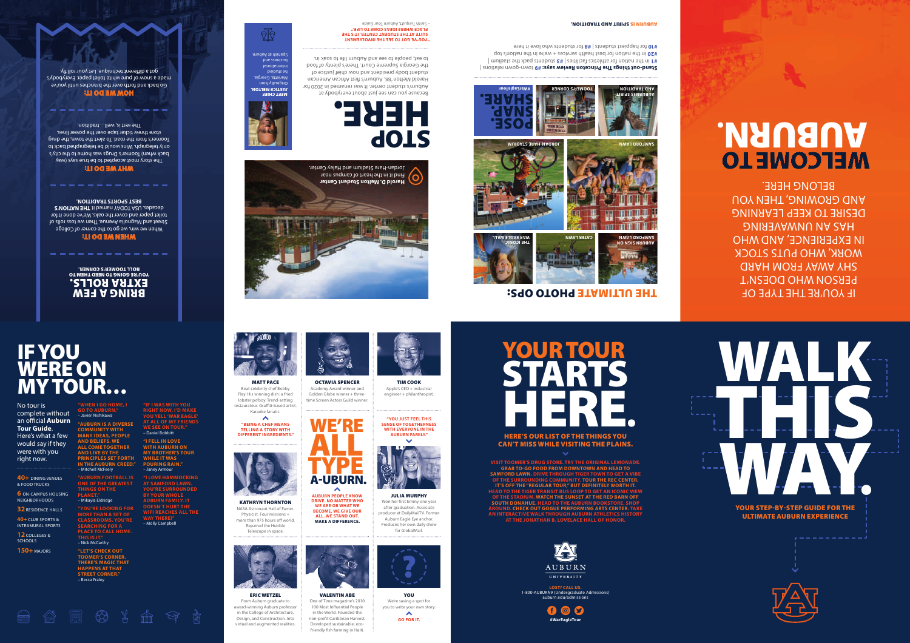# IF YOU WERE ON MY TOUR…

No tour is complete without an official **Auburn Tour Guide**. Here's what a few would say if they were with you right now.

**40+** DINING VENUES & FOOD TRUCKS

**6** ON-CAMPUS HOUSING NEIGHBORHOODS

**32** RESIDENCE HALLS

**40+** CLUB SPORTS & INTRAMURAL SPORTS

**12** COLLEGES & SCHOOLS

**150+** MAJORS

**"WHEN I GO HOME, I GO TO AUBURN."**
– Javier Nishikawa

**"AUBURN IS A DIVERSE COMMUNITY WITH MANY IDEAS, PEOPLE AND BELIEFS. WE ALL COME TOGETHER AND LIVE BY THE PRINCIPLES SET FORTH IN THE AUBURN CREED."**
– Mitchell McFeely

**"AUBURN FOOTBALL IS ONE OF THE GREATEST THINGS ON THE PLANET."**
– Mikayla Eldridge

**"YOU'RE LOOKING FOR MORE THAN A SET OF CLASSROOMS. YOU'RE SEARCHING FOR A PLACE TO CALL HOME. THIS IS IT."**
– Nick McCarthy

**"LET'S CHECK OUT TOOMER'S CORNER. THERE'S MAGIC THAT HAPPENS AT THAT STREET CORNER."**
– Becca Fraley

**"IF I WAS WITH YOU RIGHT NOW, I'D MAKE YOU YELL 'WAR EAGLE' AT ALL OF MY FRIENDS WE SEE ON TOUR."**
– Daniel Bobbitt

**"I FELL IN LOVE WITH AUBURN ON MY BROTHER'S TOUR WHILE IT WAS POURING RAIN."**
– Janey Armour

**"I LOVE HAMMOCKING AT SAMFORD LAWN. YOU'RE SURROUNDED BY YOUR WHOLE AUBURN FAMILY. IT DOESN'T HURT THE WIFI REACHES ALL THE WAY THERE!"**
– Molly Campbell

**MATT PACE**
Beat celebrity chef Bobby Flay. His winning dish: a fried lobster po'boy. Trend-setting restaurateur. Graffiti-based artist. Karaoke fanatic.

**"BEING A CHEF MEANS TELLING A STORY WITH DIFFERENT INGREDIENTS."**

**OCTAVIA SPENCER**
Academy Award winner and Golden Globe winner + three-time Screen Actors Guild winner.

**TIM COOK**
Apple's CEO + industrial engineer + philanthropist.

**"YOU JUST FEEL THIS SENSE OF TOGETHERNESS WITH EVERYONE IN THE AUBURN FAMILY."**

# WE'RE ALL TYPE A-UBURN.

**AUBURN PEOPLE KNOW DRIVE. NO MATTER WHO WE ARE OR WHAT WE BECOME, WE GIVE OUR ALL. WE STAND OUT. MAKE A DIFFERENCE.**

**KATHRYN THORNTON**
NASA Astronaut Hall of Famer. Physicist. Four missions + more than 975 hours off world. Repaired the Hubble Telescope in space.

**JULIA MURPHY**
Won her first Emmy one year after graduation. Associate producer at DailyMailTV. Former Auburn Eagle Eye anchor. Produces her own daily show for GlobalMail.

**ERIC WETZEL**
From Auburn graduate to award-winning Auburn professor in the College of Architecture, Design, and Construction. Into virtual and augmented realities.

**VALENTIN ABE**
One of Time magazine's 2010 100 Most Influential People in the World. Founded the non-profit Caribbean Harvest. Developed sustainable, eco-friendly fish farming in Haiti.

**YOU**
We're saving a spot for you to write your own story.

**GO FOR IT.**

# YOUR TOUR STARTS HERE.

**HERE'S OUR LIST OF THE THINGS YOU CAN'T MISS WHILE VISITING THE PLAINS.**

**VISIT TOOMER'S DRUG STORE. TRY THE ORIGINAL LEMONADE. GRAB TO-GO FOOD FROM DOWNTOWN AND HEAD TO SAMFORD LAWN. DRIVE THROUGH TIGER TOWN TO GET A VIBE OF THE SURROUNDING COMMUNITY. TOUR THE REC CENTER. IT'S OFF THE "REGULAR TOUR," BUT DEFINITELY WORTH IT. HEAD TO THE TIGER TRANSIT BUS LOOP TO GET AN ICONIC VIEW OF THE STADIUM. WATCH THE SUNSET AT THE RED BARN OFF SOUTH DONAHUE. HEAD TO THE AUBURN BOOKSTORE. SHOP AROUND. CHECK OUT GOGUE PERFORMING ARTS CENTER. TAKE AN INTERACTIVE WALK THROUGH AUBURN ATHLETICS HISTORY AT THE JONATHAN B. LOVELACE HALL OF HONOR.**

AUBURN UNIVERSITY

**LOST? CALL US.**
1-800-AUBURN9 (Undergraduate Admissions)
auburn.edu/admissions

**#WarEagleTour**

# WALK THIS WAY.

**YOUR STEP-BY-STEP GUIDE FOR THE ULTIMATE AUBURN EXPERIENCE**

# BRING A FEW EXTRA ROLLS.

**YOU'RE GOING TO NEED THEM TO ROLL TOOMER'S CORNER.**

**BEST SPORTS TRADITION.**

**WHEN WE DO IT:**
When we win, we go to the corner of College Street and Magnolia Avenue. Then we toss rolls of toilet paper and cover the oaks. We've done it for decades. USA TODAY named it **THE NATION'S BEST SPORTS TRADITION.**

**WHY WE DO IT:**
The story most accepted to be true says (way back when) Toomer's Drugs was home to the city's only telegraph. Wins would be telegraphed back to Toomer's from the road. To alert the town, the drug store threw ticker tape over the power lines. The rest is, well…tradition.

**HOW WE DO IT:**
Go back and forth over the branches until you've made a snow of pure white toilet paper. Everybody's got a different technique. Let your roll fly.

# STOP HERE.

Because you can see just about everybody at Auburn's student center. It was renamed in 2020 for Harold Melton, Auburn's first African American student body president and now chief justice of the Georgia Supreme Court. There's plenty of food to eat, people to see and Auburn life to soak in.

**"YOU'VE GOT TO SEE THE INVOLVEMENT SUITE AT THE STUDENT CENTER. IT'S THE PLACE WHERE IDEAS COME TO LIFE."**
– Sarah Turquitt, Auburn Tour Guide

**MEET CHIEF JUSTICE MELTON.**
Originally from Marietta, Georgia, he studied international business and Spanish at Auburn.

**Harold D. Melton Student Center**
Find it in the heart of campus near Jordan-Hare Stadium and Haley Center.

# THE ULTIMATE PHOTO OPS:

AUBURN SIGNS ON SAMFORD LAWN

CATER LAWN

THE ICONIC WAR EAGLE WALL

SAMFORD LAWN

JORDAN-HARE STADIUM

AUBURN IS SPIRIT AND TRADITION

TOOMER'S CORNER

POSE. SNAP. SHARE. #WarEagleTour

**Stand-out things The Princeton Review says:** **#9** town-gown relations | **#1** in the nation for athletics facilities | **#3** students pack the stadium | **#20** in the nation for best health services + we're in the nation's top **#10** for happiest students | **#8** for students who love it here

**AUBURN IS SPIRIT AND TRADITION.**

# WELCOME TO AUBURN.

IF YOU'RE THE TYPE OF PERSON WHO DOESN'T SHY AWAY FROM HARD WORK, WHO PUTS STOCK IN EXPERIENCE, AND WHO HAS AN UNWAVERING DESIRE TO KEEP LEARNING AND GROWING, THEN YOU BELONG HERE.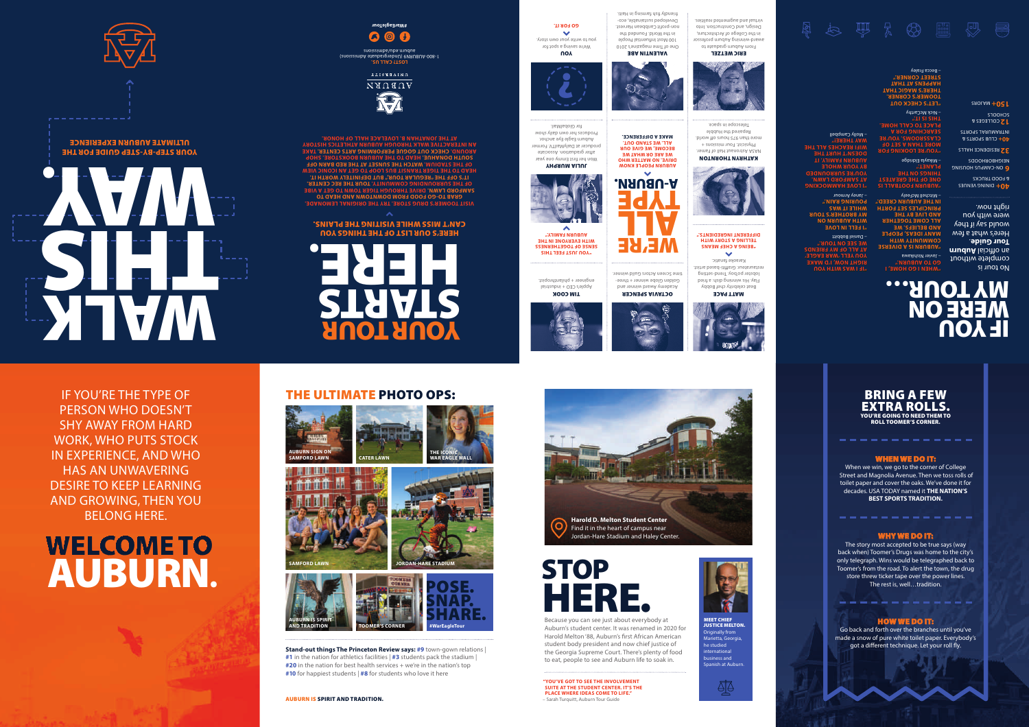# WALK THIS WAY.

YOUR STEP-BY-STEP GUIDE FOR THE ULTIMATE AUBURN EXPERIENCE

AUBURN UNIVERSITY

LOST? CALL US.
1-800-AUBURN9 (Undergraduate Admissions)
auburn.edu/admissions

#WarEagleTour

# YOUR TOUR STARTS HERE.

HERE'S OUR LIST OF THE THINGS YOU CAN'T MISS WHILE VISITING THE PLAINS:

VISIT TOOMER'S DRUG STORE. TRY THE ORIGINAL LEMONADE. GRAB TO-GO FOOD FROM DOWNTOWN AND HEAD TO SAMFORD LAWN. DRIVE THROUGH TIGER TOWN TO GET A VIBE OF THE SURROUNDING COMMUNITY. TOUR THE REC CENTER. IT'S OFF THE "REGULAR TOUR," BUT DEFINITELY WORTH IT. HEAD TO THE TIGER TRANSIT BUS LOOP TO GET AN ICONIC VIEW OF THE STADIUM. WATCH THE SUNSET AT THE RED BARN OFF SOUTH DONAHUE. HEAD TO THE AUBURN BOOKSTORE. SHOP AROUND. CHECK OUT GOGUE PERFORMING ARTS CENTER. TAKE AN INTERACTIVE WALK THROUGH AUBURN ATHLETICS HISTORY AT THE JONATHAN B. LOVELACE HALL OF HONOR.

## MATT PACE

Beat celebrity chef Bobby Flay. His winning dish: a bed of lobster po'boy. Trend-setting restaurateur. Graffiti-based artist. Karaoke fanatic.

"BEING A CHEF MEANS TELLING A STORY WITH DIFFERENT INGREDIENTS."

## KATHRYN THORNTON

NASA Astronaut Hall of Famer. Physicist. Four missions + more than 975 hours of world. Repaired the Hubble Telescope in space.

## ERIC WETZEL

From Auburn graduate to award-winning Auburn professor in the College of Architecture, Design, and Construction. Into virtual and augmented realities.

## OCTAVIA SPENCER

Academy Award winner and Golden Globe winner + three-time Screen Actors Guild winner.

# WE'RE ALL TYPE A-UBURN.

AUBURN PEOPLE KNOW WHO WE ARE OR WHAT WE DRIVE. NO MATTER WHO WE BECOME, WE GIVE OUR ALL. WE STAND OUT. MAKE A DIFFERENCE.

## VALENTIN ABE

One of Time magazine's 2010 100 Most Influential People in the World. Founded the non-profit Caribbean Harvest. Developed sustainable, eco-friendly fish farming in Haiti.

## TIM COOK

Apple's CEO + industrial engineer + philanthropist.

"YOU JUST FEEL THIS SENSE OF TOGETHERNESS WITH EVERYONE IN THE AUBURN FAMILY."

## JULIA MURPHY

Won her first Emmy one year after graduation. Associate producer at DailyMail TV. Former Auburn Eagle Eye anchor. Produces her own daily show for GlobalMail.

## YOU

We're saving a spot for you to write your own story.

GO FOR IT.

# IF YOU WERE ON MY TOUR...

No tour is complete without an official **Auburn Tour Guide**. Here's what a few would say if they were with you right now.

- **40+** DINING VENUES & FOOD TRUCKS
- **6** ON-CAMPUS HOUSING NEIGHBORHOODS
- **32** RESIDENCE HALLS
- **40+** CLUB SPORTS & INTRAMURAL SPORTS
- **12** COLLEGES & SCHOOLS
- **150+** MAJORS

"WHEN I GO HOME I GO TO AUBURN." – Javier Nishikawa

"AUBURN IS A DIVERSE COMMUNITY WITH MANY IDEAS, PEOPLE AND BELIEFS. WE ALL COME TOGETHER AND LIVE BY THE PRINCIPLES SET FORTH IN THE AUBURN CREED." – Mitchell McFeely

"AUBURN FOOTBALL IS ONE OF THE GREATEST THINGS ON THE PLANET." – Makayla Eldridge

"YOU'RE LOOKING FOR MORE THAN A SET OF CLASSROOMS. YOU'RE SEARCHING FOR A PLACE TO CALL HOME. THIS IS IT." – Nick McCarthy

"LET'S CHECK OUT TOOMER'S CORNER. THERE'S MAGIC THAT HAPPENS AT THAT STREET CORNER." – Becca Fraley

"IF I WAS WITH YOU RIGHT NOW, I'D MAKE SURE YOU YELL 'WAR EAGLE' AT ALL OF MY FRIENDS WE SEE ON TOUR." – Daniel Babbitt

"I FELL IN LOVE WITH AUBURN ON MY BROTHER'S TOUR WHILE IT WAS POURING RAIN." – Jacey Armour

"I LOVE HAMMOCKING AT SAMFORD LAWN. YOU'RE SURROUNDED BY YOUR WHOLE AUBURN FAMILY. IT DOESN'T HURT THAT THE WIFI REACHES ALL THE WAY THERE!" – Molly Campbell

---

IF YOU'RE THE TYPE OF PERSON WHO DOESN'T SHY AWAY FROM HARD WORK, WHO PUTS STOCK IN EXPERIENCE, AND WHO HAS AN UNWAVERING DESIRE TO KEEP LEARNING AND GROWING, THEN YOU BELONG HERE.

# WELCOME TO AUBURN.

## THE ULTIMATE PHOTO OPS:

- AUBURN SIGN ON SAMFORD LAWN
- CATER LAWN
- THE ICONIC WAR EAGLE WALL
- SAMFORD LAWN
- JORDAN-HARE STADIUM
- AUBURN IS SPIRIT AND TRADITION
- TOOMER'S CORNER

**POSE. SNAP. SHARE.** #WarEagleTour

**Stand-out things The Princeton Review says: #9** town-gown relations | **#1** in the nation for athletics facilities | **#3** students pack the stadium | **#20** in the nation for best health services + we're in the nation's top **#10** for happiest students | **#8** for students who love it here

**AUBURN IS SPIRIT AND TRADITION.**

**Harold D. Melton Student Center**
Find it in the heart of campus near Jordan-Hare Stadium and Haley Center.

# STOP HERE.

Because you can see just about everybody at Auburn's student center. It was renamed in 2020 for Harold Melton '88, Auburn's first African American student body president and now chief justice of the Georgia Supreme Court. There's plenty of food to eat, people to see and Auburn life to soak in.

"YOU'VE GOT TO SEE THE INVOLVEMENT SUITE AT THE STUDENT CENTER. IT'S THE PLACE WHERE IDEAS COME TO LIFE."
– Sarah Turquitt, Auburn Tour Guide

**MEET CHIEF JUSTICE MELTON.**
Originally from Marietta, Georgia, he studied international business and Spanish at Auburn.

# BRING A FEW EXTRA ROLLS.

**YOU'RE GOING TO NEED THEM TO ROLL TOOMER'S CORNER.**

### WHEN WE DO IT:

When we win, we go to the corner of College Street and Magnolia Avenue. Then we toss rolls of toilet paper and cover the oaks. We've done it for decades. USA TODAY named it **THE NATION'S BEST SPORTS TRADITION.**

### WHY WE DO IT:

The story most accepted to be true says (way back when) Toomer's Drugs was home to the city's only telegraph. Wins would be telegraphed back to Toomer's from the road. To alert the town, the drug store threw ticker tape over the power lines. The rest is, well…tradition.

### HOW WE DO IT:

Go back and forth over the branches until you've made a snow of pure white toilet paper. Everybody's got a different technique. Let your roll fly.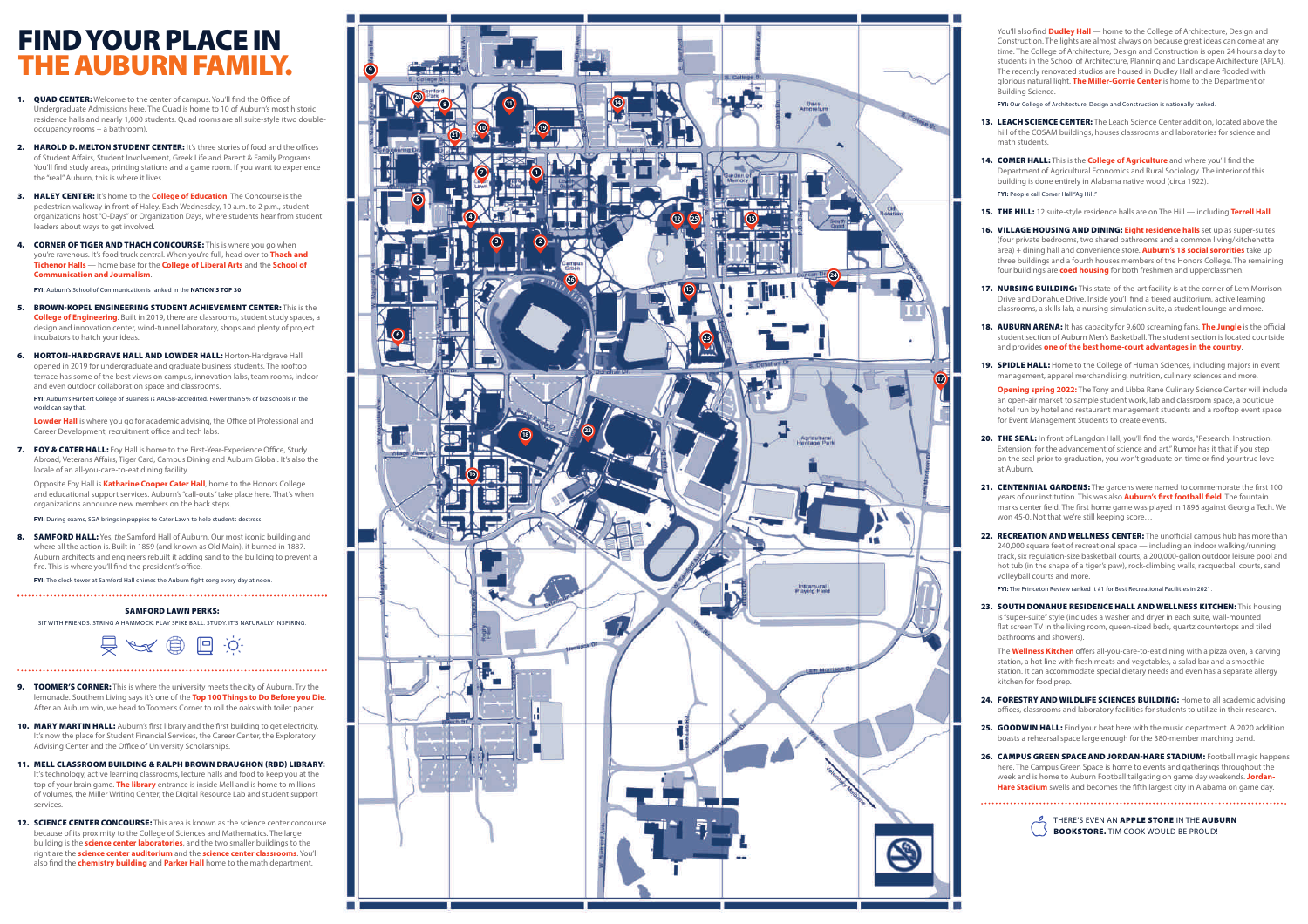# FIND YOUR PLACE IN THE AUBURN FAMILY.

1. **QUAD CENTER:** Welcome to the center of campus. You'll find the Office of Undergraduate Admissions here. The Quad is home to 10 of Auburn's most historic residence halls and nearly 1,000 students. Quad rooms are all suite-style (two double-occupancy rooms + a bathroom).

2. **HAROLD D. MELTON STUDENT CENTER:** It's three stories of food and the offices of Student Affairs, Student Involvement, Greek Life and Parent & Family Programs. You'll find study areas, printing stations and a game room. If you want to experience the "real" Auburn, this is where it lives.

3. **HALEY CENTER:** It's home to the **College of Education**. The Concourse is the pedestrian walkway in front of Haley. Each Wednesday, 10 a.m. to 2 p.m., student organizations host "O-Days" or Organization Days, where students hear from student leaders about ways to get involved.

4. **CORNER OF TIGER AND THACH CONCOURSE:** This is where you go when you're ravenous. It's food truck central. When you're full, head over to **Thach and Tichenor Halls** — home base for the **College of Liberal Arts** and the **School of Communication and Journalism**.

   **FYI:** Auburn's School of Communication is ranked in the **NATION'S TOP 30**.

5. **BROWN-KOPEL ENGINEERING STUDENT ACHIEVEMENT CENTER:** This is the **College of Engineering**. Built in 2019, there are classrooms, student study spaces, a design and innovation center, wind-tunnel laboratory, shops and plenty of project incubators to hatch your ideas.

6. **HORTON-HARDGRAVE HALL AND LOWDER HALL:** Horton-Hardgrave Hall opened in 2019 for undergraduate and graduate business students. The rooftop terrace has some of the best views on campus, innovation labs, team rooms, indoor and even outdoor collaboration space and classrooms.

   **FYI:** Auburn's Harbert College of Business is AACSB-accredited. Fewer than 5% of biz schools in the world can say that.

   **Lowder Hall** is where you go for academic advising, the Office of Professional and Career Development, recruitment office and tech labs.

7. **FOY & CATER HALL:** Foy Hall is home to the First-Year-Experience Office, Study Abroad, Veterans Affairs, Tiger Card, Campus Dining and Auburn Global. It's also the locale of an all-you-care-to-eat dining facility.

   Opposite Foy Hall is **Katharine Cooper Cater Hall**, home to the Honors College and educational support services. Auburn's "call-outs" take place here. That's when organizations announce new members on the back steps.

   **FYI:** During exams, SGA brings in puppies to Cater Lawn to help students destress.

8. **SAMFORD HALL:** Yes, the Samford Hall of Auburn. Our most iconic building and where all the action is. Built in 1859 (and known as Old Main), it burned in 1887. Auburn architects and engineers rebuilt it adding sand to the building to prevent a fire. This is where you'll find the president's office.

   **FYI:** The clock tower at Samford Hall chimes the Auburn fight song every day at noon.

**SAMFORD LAWN PERKS:**

SIT WITH FRIENDS. STRING A HAMMOCK. PLAY SPIKE BALL. STUDY. IT'S NATURALLY INSPIRING.

9. **TOOMER'S CORNER:** This is where the university meets the city of Auburn. Try the lemonade. Southern Living says it's one of the **Top 100 Things to Do Before you Die**. After an Auburn win, we head to Toomer's Corner to roll the oaks with toilet paper.

10. **MARY MARTIN HALL:** Auburn's first library and the first building to get electricity. It's now the place for Student Financial Services, the Career Center, the Exploratory Advising Center and the Office of University Scholarships.

11. **MELL CLASSROOM BUILDING & RALPH BROWN DRAUGHON (RBD) LIBRARY:** It's technology, active learning classrooms, lecture halls and food to keep you at the top of your brain game. **The library** entrance is inside Mell and is home to millions of volumes, the Miller Writing Center, the Digital Resource Lab and student support services.

12. **SCIENCE CENTER CONCOURSE:** This area is known as the science center concourse because of its proximity to the College of Sciences and Mathematics. The large building is the **science center laboratories**, and the two smaller buildings to the right are the **science center auditorium** and the **science center classrooms**. You'll also find the **chemistry building** and **Parker Hall** home to the math department.

   You'll also find **Dudley Hall** — home to the College of Architecture, Design and Construction. The lights are almost always on because great ideas can come at any time. The College of Architecture, Design and Construction is open 24 hours a day to students in the School of Architecture, Planning and Landscape Architecture (APLA). The recently renovated studios are housed in Dudley Hall and are flooded with glorious natural light. **The Miller-Gorrie Center** is home to the Department of Building Science.

   **FYI:** Our College of Architecture, Design and Construction is nationally ranked.

13. **LEACH SCIENCE CENTER:** The Leach Science Center addition, located above the hill of the COSAM buildings, houses classrooms and laboratories for science and math students.

14. **COMER HALL:** This is the **College of Agriculture** and where you'll find the Department of Agricultural Economics and Rural Sociology. The interior of this building is done entirely in Alabama native wood (circa 1922).

   **FYI:** People call Comer Hall "Ag Hill."

15. **THE HILL:** 12 suite-style residence halls are on The Hill — including **Terrell Hall**.

16. **VILLAGE HOUSING AND DINING:** **Eight residence halls** set up as super-suites (four private bedrooms, two shared bathrooms and a common living/kitchenette area) + dining hall and convenience store. **Auburn's 18 social sororities** take up three buildings and a fourth houses members of the Honors College. The remaining four buildings are **coed housing** for both freshmen and upperclassmen.

17. **NURSING BUILDING:** This state-of-the-art facility is at the corner of Lem Morrison Drive and Donahue Drive. Inside you'll find a tiered auditorium, active learning classrooms, a skills lab, a nursing simulation suite, a student lounge and more.

18. **AUBURN ARENA:** It has capacity for 9,600 screaming fans. **The Jungle** is the official student section of Auburn Men's Basketball. The student section is located courtside and provides **one of the best home-court advantages in the country**.

19. **SPIDLE HALL:** Home to the College of Human Sciences, including majors in event management, apparel merchandising, nutrition, culinary sciences and more.

   **Opening spring 2022:** The Tony and Libba Rane Culinary Science Center will include an open-air market to sample student work, lab and classroom space, a boutique hotel run by hotel and restaurant management students and a rooftop event space for Event Management Students to create events.

20. **THE SEAL:** In front of Langdon Hall, you'll find the words, "Research, Instruction, Extension; for the advancement of science and art." Rumor has it that if you step on the seal prior to graduation, you won't graduate on time or find your true love at Auburn.

21. **CENTENNIAL GARDENS:** The gardens were named to commemorate the first 100 years of our institution. This was also **Auburn's first football field**. The fountain marks center field. The first home game was played in 1896 against Georgia Tech. We won 45-0. Not that we're still keeping score…

22. **RECREATION AND WELLNESS CENTER:** The unofficial campus hub has more than 240,000 square feet of recreational space — including an indoor walking/running track, six regulation-size basketball courts, a 200,000-gallon outdoor leisure pool and hot tub (in the shape of a tiger's paw), rock-climbing walls, racquetball courts, sand volleyball courts and more.

   **FYI:** The Princeton Review ranked it #1 for Best Recreational Facilities in 2021.

23. **SOUTH DONAHUE RESIDENCE HALL AND WELLNESS KITCHEN:** This housing is "super-suite" style (includes a washer and dryer in each suite, wall-mounted flat screen TV in the living room, queen-sized beds, quartz countertops and tiled bathrooms and showers).

   The **Wellness Kitchen** offers all-you-care-to-eat dining with a pizza oven, a carving station, a hot line with fresh meats and vegetables, a salad bar and a smoothie station. It can accommodate special dietary needs and even has a separate allergy kitchen for food prep.

24. **FORESTRY AND WILDLIFE SCIENCES BUILDING:** Home to all academic advising offices, classrooms and laboratory facilities for students to utilize in their research.

25. **GOODWIN HALL:** Find your beat here with the music department. A 2020 addition boasts a rehearsal space large enough for the 380-member marching band.

26. **CAMPUS GREEN SPACE AND JORDAN-HARE STADIUM:** Football magic happens here. The Campus Green Space is home to events and gatherings throughout the week and is home to Auburn Football tailgating on game day weekends. **Jordan-Hare Stadium** swells and becomes the fifth largest city in Alabama on game day.

THERE'S EVEN AN **APPLE STORE** IN THE **AUBURN BOOKSTORE.** TIM COOK WOULD BE PROUD!